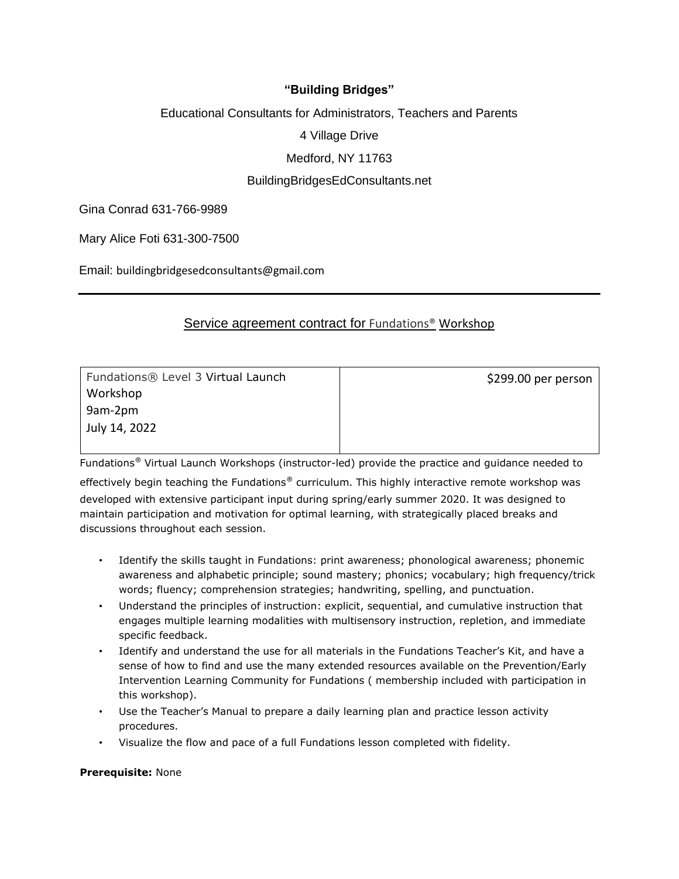**"Building Bridges"**

Educational Consultants for Administrators, Teachers and Parents

4 Village Drive

Medford, NY 11763

BuildingBridgesEdConsultants.net

Gina Conrad 631-766-9989

Mary Alice Foti 631-300-7500

Email: buildingbridgesedconsultants@gmail.com

---

## Service agreement contract for Fundations® Workshop

| Fundations® Level 3 Virtual Launch Workshop<br>9am-2pm<br>July 14, 2022 | $299.00 per person |
|---|---|

Fundations® Virtual Launch Workshops (instructor-led) provide the practice and guidance needed to effectively begin teaching the Fundations® curriculum. This highly interactive remote workshop was developed with extensive participant input during spring/early summer 2020. It was designed to maintain participation and motivation for optimal learning, with strategically placed breaks and discussions throughout each session.

- Identify the skills taught in Fundations: print awareness; phonological awareness; phonemic awareness and alphabetic principle; sound mastery; phonics; vocabulary; high frequency/trick words; fluency; comprehension strategies; handwriting, spelling, and punctuation.
- Understand the principles of instruction: explicit, sequential, and cumulative instruction that engages multiple learning modalities with multisensory instruction, repletion, and immediate specific feedback.
- Identify and understand the use for all materials in the Fundations Teacher's Kit, and have a sense of how to find and use the many extended resources available on the Prevention/Early Intervention Learning Community for Fundations ( membership included with participation in this workshop).
- Use the Teacher's Manual to prepare a daily learning plan and practice lesson activity procedures.
- Visualize the flow and pace of a full Fundations lesson completed with fidelity.

**Prerequisite:** None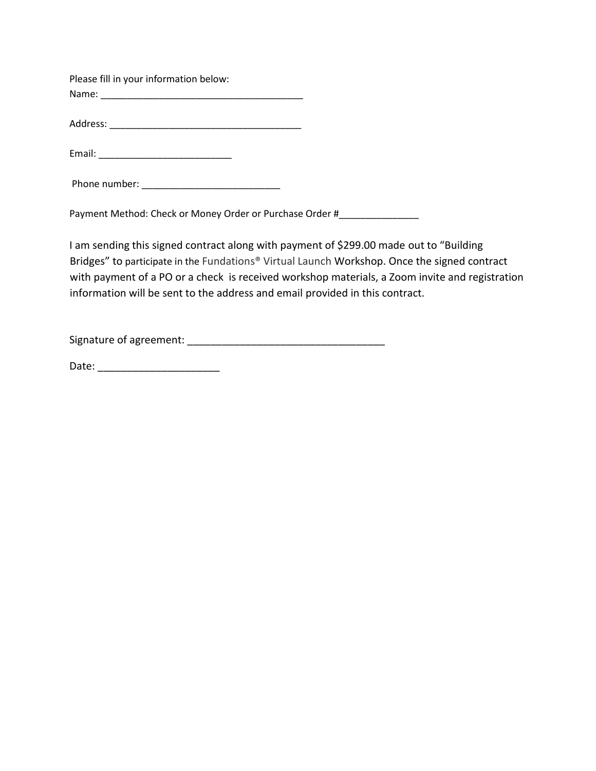Please fill in your information below:
Name: _______________________________________

Address: ____________________________________

Email: _________________________

Phone number: __________________________

Payment Method: Check or Money Order or Purchase Order #_______________

I am sending this signed contract along with payment of $299.00 made out to "Building Bridges" to participate in the Fundations® Virtual Launch Workshop. Once the signed contract with payment of a PO or a check is received workshop materials, a Zoom invite and registration information will be sent to the address and email provided in this contract.

Signature of agreement: __________________________________

Date: _____________________